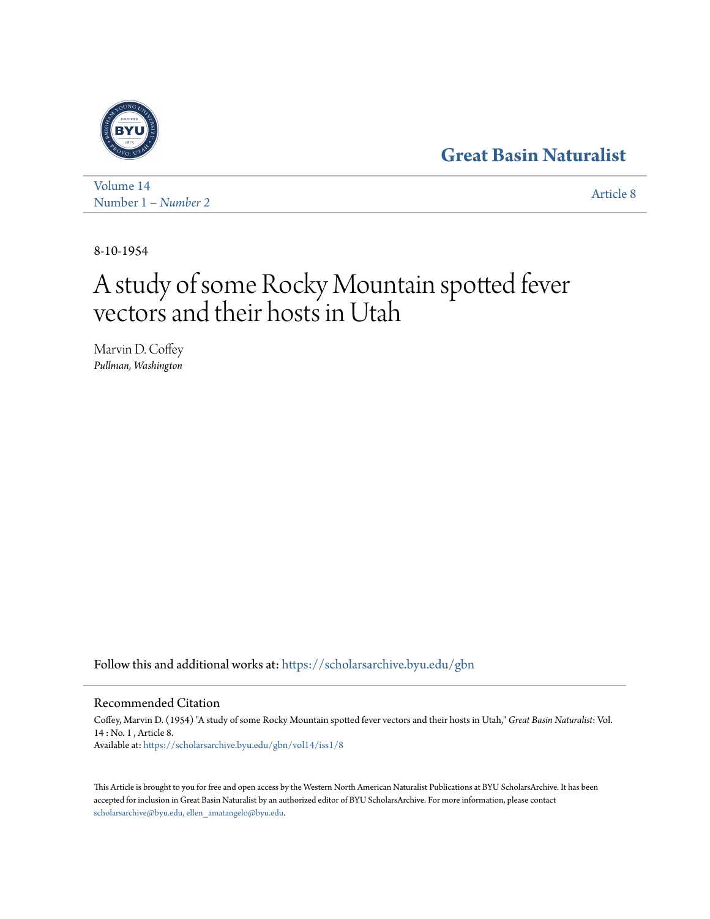Great Basin Naturalist

Volume 14
Number 1 – *Number 2*

Article 8

8-10-1954

# A study of some Rocky Mountain spotted fever vectors and their hosts in Utah

Marvin D. Coffey
*Pullman, Washington*

Follow this and additional works at: https://scholarsarchive.byu.edu/gbn

## Recommended Citation

Coffey, Marvin D. (1954) "A study of some Rocky Mountain spotted fever vectors and their hosts in Utah," *Great Basin Naturalist*: Vol. 14 : No. 1 , Article 8.
Available at: https://scholarsarchive.byu.edu/gbn/vol14/iss1/8

This Article is brought to you for free and open access by the Western North American Naturalist Publications at BYU ScholarsArchive. It has been accepted for inclusion in Great Basin Naturalist by an authorized editor of BYU ScholarsArchive. For more information, please contact scholarsarchive@byu.edu, ellen_amatangelo@byu.edu.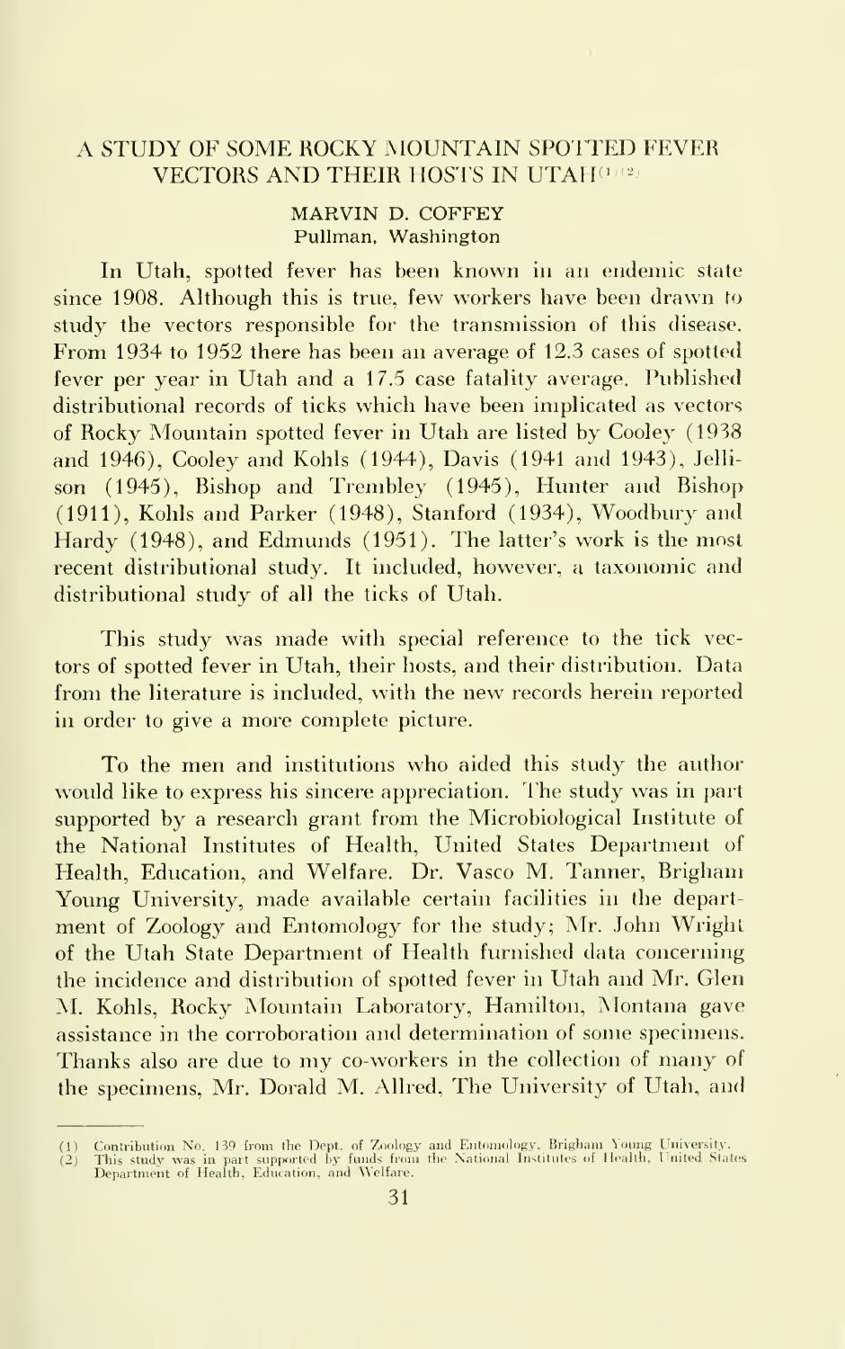# A STUDY OF SOME ROCKY MOUNTAIN SPOTTED FEVER VECTORS AND THEIR HOSTS IN UTAH[1][2]

**MARVIN D. COFFEY**
**Pullman, Washington**

In Utah, spotted fever has been known in an endemic state since 1908. Although this is true, few workers have been drawn to study the vectors responsible for the transmission of this disease. From 1934 to 1952 there has been an average of 12.3 cases of spotted fever per year in Utah and a 17.5 case fatality average. Published distributional records of ticks which have been implicated as vectors of Rocky Mountain spotted fever in Utah are listed by Cooley (1938 and 1946), Cooley and Kohls (1944), Davis (1941 and 1943), Jellison (1945), Bishop and Trembley (1945), Hunter and Bishop (1911), Kohls and Parker (1948), Stanford (1934), Woodbury and Hardy (1948), and Edmunds (1951). The latter's work is the most recent distributional study. It included, however, a taxonomic and distributional study of all the ticks of Utah.

This study was made with special reference to the tick vectors of spotted fever in Utah, their hosts, and their distribution. Data from the literature is included, with the new records herein reported in order to give a more complete picture.

To the men and institutions who aided this study the author would like to express his sincere appreciation. The study was in part supported by a research grant from the Microbiological Institute of the National Institutes of Health, United States Department of Health, Education, and Welfare. Dr. Vasco M. Tanner, Brigham Young University, made available certain facilities in the department of Zoology and Entomology for the study; Mr. John Wright of the Utah State Department of Health furnished data concerning the incidence and distribution of spotted fever in Utah and Mr. Glen M. Kohls, Rocky Mountain Laboratory, Hamilton, Montana gave assistance in the corroboration and determination of some specimens. Thanks also are due to my co-workers in the collection of many of the specimens, Mr. Dorald M. Allred, The University of Utah, and

---

(1) Contribution No. 139 from the Dept. of Zoology and Entomology, Brigham Young University.
(2) This study was in part supported by funds from the National Institutes of Health, United States Department of Health, Education, and Welfare.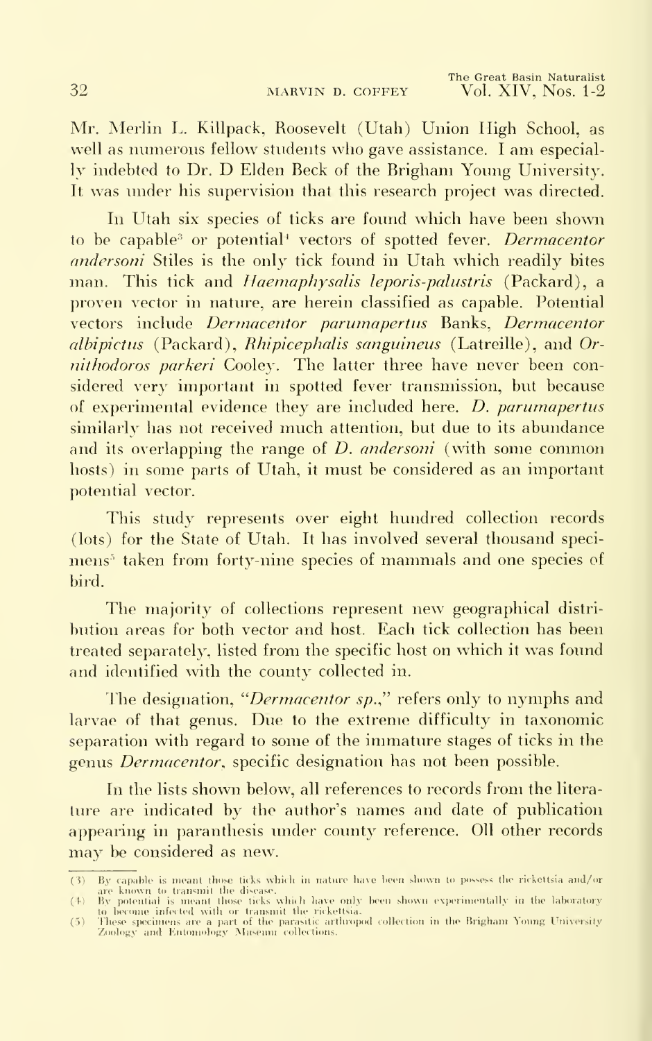Mr. Merlin L. Killpack, Roosevelt (Utah) Union High School, as well as numerous fellow students who gave assistance. I am especially indebted to Dr. D Elden Beck of the Brigham Young University. It was under his supervision that this research project was directed.

In Utah six species of ticks are found which have been shown to be capable[3] or potential[4] vectors of spotted fever. *Dermacentor andersoni* Stiles is the only tick found in Utah which readily bites man. This tick and *Haemaphysalis leporis-palustris* (Packard), a proven vector in nature, are herein classified as capable. Potential vectors include *Dermacentor parumapertus* Banks, *Dermacentor albipictus* (Packard), *Rhipicephalis sanguineus* (Latreille), and *Ornithodoros parkeri* Cooley. The latter three have never been considered very important in spotted fever transmission, but because of experimental evidence they are included here. *D. parumapertus* similarly has not received much attention, but due to its abundance and its overlapping the range of *D. andersoni* (with some common hosts) in some parts of Utah, it must be considered as an important potential vector.

This study represents over eight hundred collection records (lots) for the State of Utah. It has involved several thousand specimens[5] taken from forty-nine species of mammals and one species of bird.

The majority of collections represent new geographical distribution areas for both vector and host. Each tick collection has been treated separately, listed from the specific host on which it was found and identified with the county collected in.

The designation, "*Dermacentor sp.*," refers only to nymphs and larvae of that genus. Due to the extreme difficulty in taxonomic separation with regard to some of the immature stages of ticks in the genus *Dermacentor*, specific designation has not been possible.

In the lists shown below, all references to records from the literature are indicated by the author's names and date of publication appearing in paranthesis under county reference. Oll other records may be considered as new.

---

(3) By capable is meant those ticks which in nature have been shown to possess the rickettsia and/or are known to transmit the disease.

(4) By potential is meant those ticks which have only been shown experimentally in the laboratory to become infected with or transmit the rickettsia.

(5) These specimens are a part of the parasitic arthropod collection in the Brigham Young University Zoology and Entomology Museum collections.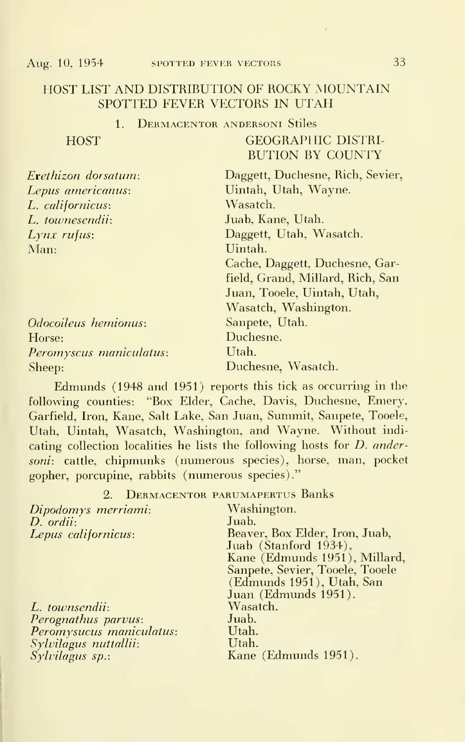## HOST LIST AND DISTRIBUTION OF ROCKY MOUNTAIN SPOTTED FEVER VECTORS IN UTAH

### 1. Dermacentor andersoni Stiles

| HOST | GEOGRAPHIC DISTRIBUTION BY COUNTY |
|---|---|
| *Erethizon dorsatum*: | Daggett, Duchesne, Rich, Sevier, Uintah, Utah, Wayne. |
| *Lepus americanus*: | Wasatch. |
| *L. californicus*: | Juab, Kane, Utah. |
| *L. townesendii*: | Daggett, Utah, Wasatch. |
| *Lynx rufus*: | Uintah. |
| Man: | Cache, Daggett, Duchesne, Garfield, Grand, Millard, Rich, San Juan, Tooele, Uintah, Utah, Wasatch, Washington. |
| *Odocoileus hemionus*: | Sanpete, Utah. |
| Horse: | Duchesne. |
| *Peromyscus maniculatus*: | Utah. |
| Sheep: | Duchesne, Wasatch. |

Edmunds (1948 and 1951) reports this tick as occurring in the following counties: "Box Elder, Cache, Davis, Duchesne, Emery, Garfield, Iron, Kane, Salt Lake, San Juan, Summit, Sanpete, Tooele, Utah, Uintah, Wasatch, Washington, and Wayne. Without indicating collection localities he lists the following hosts for *D. andersoni*: cattle, chipmunks (numerous species), horse, man, pocket gopher, porcupine, rabbits (numerous species)."

### 2. Dermacentor parumapertus Banks

| HOST | GEOGRAPHIC DISTRIBUTION BY COUNTY |
|---|---|
| *Dipodomys merriami*: | Washington. |
| *D. ordii*: | Juab. |
| *Lepus californicus*: | Beaver, Box Elder, Iron, Juab, Juab (Stanford 1934), Kane (Edmunds 1951), Millard, Sanpete, Sevier, Tooele (Edmunds 1951), Utah, San Juan (Edmunds 1951). |
| *L. townsendii*: | Wasatch. |
| *Perognathus parvus*: | Juab. |
| *Peromysucus maniculatus*: | Utah. |
| *Sylvilagus nuttallii*: | Utah. |
| *Sylvilagus sp.*: | Kane (Edmunds 1951). |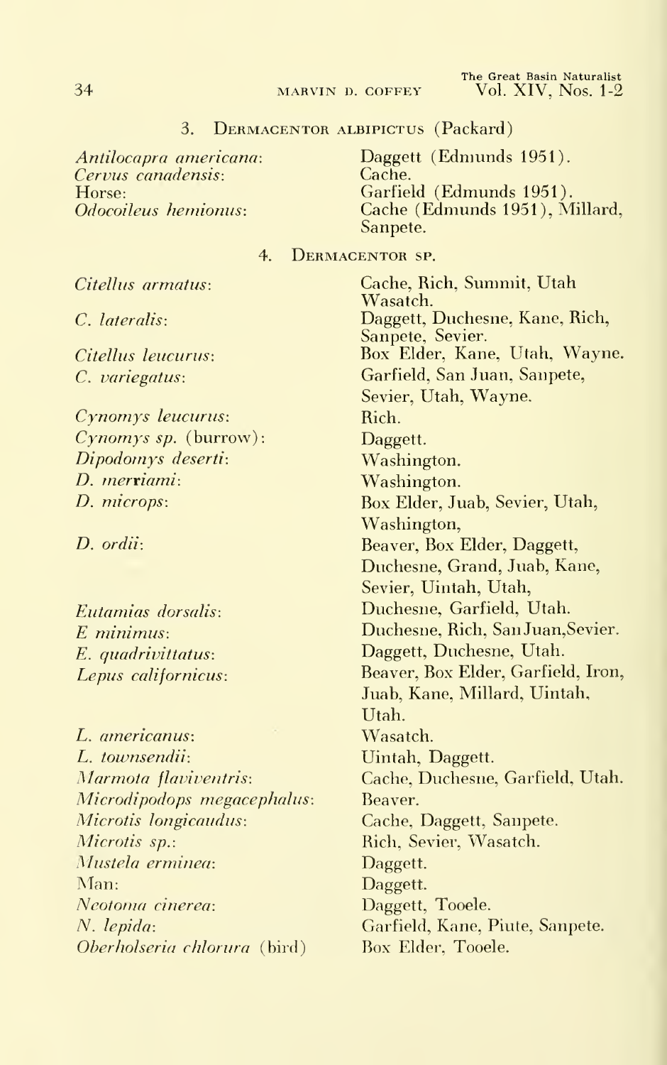### 3. Dermacentor albipictus (Packard)

| | |
|---|---|
| *Antilocapra americana*: | Daggett (Edmunds 1951). |
| *Cervus canadensis*: | Cache. |
| Horse: | Garfield (Edmunds 1951). |
| *Odocoileus hemionus*: | Cache (Edmunds 1951), Millard, Sanpete. |

### 4. Dermacentor sp.

| | |
|---|---|
| *Citellus armatus*: | Cache, Rich, Summit, Utah Wasatch. |
| *C. lateralis*: | Daggett, Duchesne, Kane, Rich, Sanpete, Sevier. |
| *Citellus leucurus*: | Box Elder, Kane, Utah, Wayne. |
| *C. variegatus*: | Garfield, San Juan, Sanpete, Sevier, Utah, Wayne. |
| *Cynomys leucurus*: | Rich. |
| *Cynomys sp.* (burrow): | Daggett. |
| *Dipodomys deserti*: | Washington. |
| *D. merriami*: | Washington. |
| *D. microps*: | Box Elder, Juab, Sevier, Utah, Washington, |
| *D. ordii*: | Beaver, Box Elder, Daggett, Duchesne, Grand, Juab, Kane, Sevier, Uintah, Utah, |
| *Eutamias dorsalis*: | Duchesne, Garfield, Utah. |
| *E minimus*: | Duchesne, Rich, San Juan, Sevier. |
| *E. quadrivittatus*: | Daggett, Duchesne, Utah. |
| *Lepus californicus*: | Beaver, Box Elder, Garfield, Iron, Juab, Kane, Millard, Uintah, Utah. |
| *L. americanus*: | Wasatch. |
| *L. townsendii*: | Uintah, Daggett. |
| *Marmota flaviventris*: | Cache, Duchesne, Garfield, Utah. |
| *Microdipodops megacephalus*: | Beaver. |
| *Microtis longicaudus*: | Cache, Daggett, Sanpete. |
| *Microtis sp.*: | Rich, Sevier, Wasatch. |
| *Mustela erminea*: | Daggett. |
| Man: | Daggett. |
| *Neotoma cinerea*: | Daggett, Tooele. |
| *N. lepida*: | Garfield, Kane, Piute, Sanpete. |
| *Oberholseria chlorura* (bird) | Box Elder, Tooele. |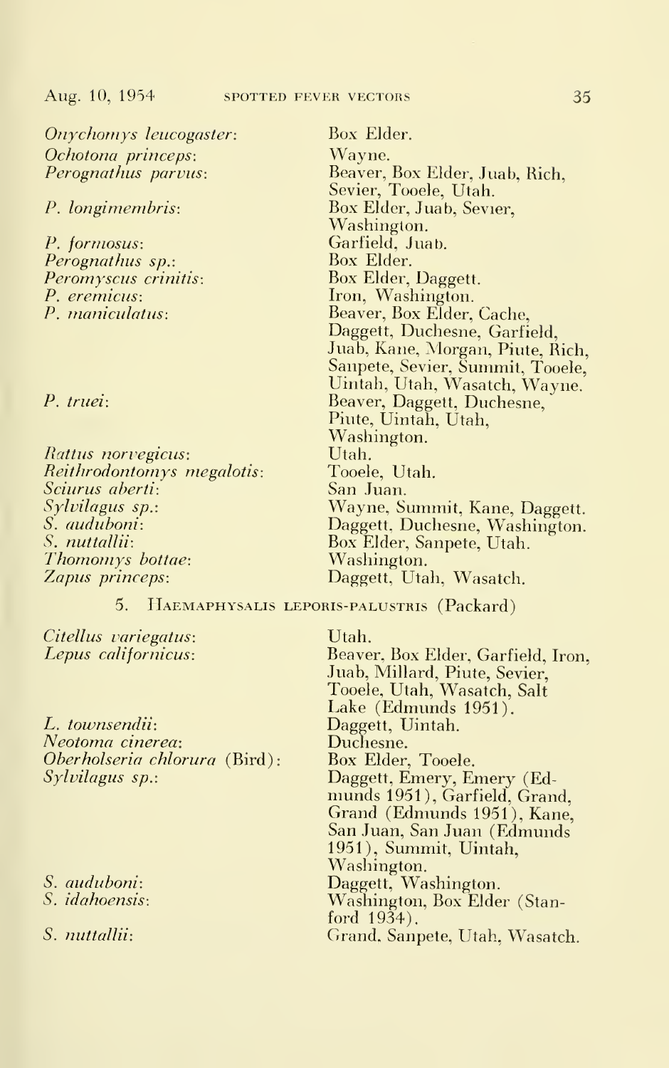*Onychomys leucogaster*: Box Elder.
*Ochotona princeps*: Wayne.
*Perognathus parvus*: Beaver, Box Elder, Juab, Rich, Sevier, Tooele, Utah.
*P. longimembris*: Box Elder, Juab, Sevier, Washington.
*P. formosus*: Garfield, Juab.
*Perognathus sp.*: Box Elder.
*Peromyscus crinitis*: Box Elder, Daggett.
*P. eremicus*: Iron, Washington.
*P. maniculatus*: Beaver, Box Elder, Cache, Daggett, Duchesne, Garfield, Juab, Kane, Morgan, Piute, Rich, Sanpete, Sevier, Summit, Tooele, Uintah, Utah, Wasatch, Wayne.
*P. truei*: Beaver, Daggett, Duchesne, Piute, Uintah, Utah, Washington.
*Rattus norvegicus*: Utah.
*Reithrodontomys megalotis*: Tooele, Utah.
*Sciurus aberti*: San Juan.
*Sylvilagus sp.*: Wayne, Summit, Kane, Daggett.
*S. auduboni*: Daggett, Duchesne, Washington.
*S. nuttallii*: Box Elder, Sanpete, Utah.
*Thomomys bottae*: Washington.
*Zapus princeps*: Daggett, Utah, Wasatch.

## 5. Haemaphysalis leporis-palustris (Packard)

*Citellus variegatus*: Utah.
*Lepus californicus*: Beaver, Box Elder, Garfield, Iron, Juab, Millard, Piute, Sevier, Tooele, Utah, Wasatch, Salt Lake (Edmunds 1951).
*L. townsendii*: Daggett, Uintah.
*Neotoma cinerea*: Duchesne.
*Oberholseria chlorura* (Bird): Box Elder, Tooele.
*Sylvilagus sp.*: Daggett, Emery, Emery (Edmunds 1951), Garfield, Grand, Grand (Edmunds 1951), Kane, San Juan, San Juan (Edmunds 1951), Summit, Uintah, Washington.
*S. auduboni*: Daggett, Washington.
*S. idahoensis*: Washington, Box Elder (Stanford 1934).
*S. nuttallii*: Grand, Sanpete, Utah, Wasatch.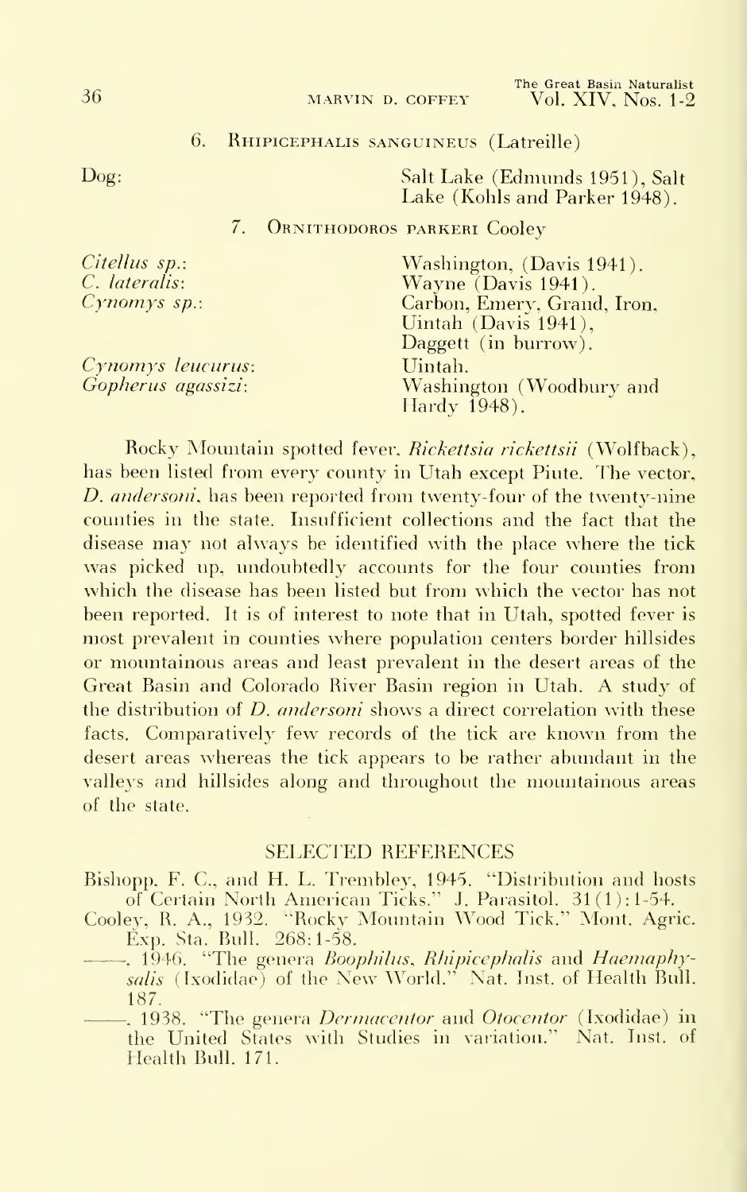### 6. Rhipicephalis sanguineus (Latreille)

| | |
|---|---|
| Dog: | Salt Lake (Edmunds 1951), Salt Lake (Kohls and Parker 1948). |

### 7. Ornithodoros parkeri Cooley

| | |
|---|---|
| *Citellus sp.*: | Washington, (Davis 1941). |
| *C. lateralis*: | Wayne (Davis 1941). |
| *Cynomys sp.*: | Carbon, Emery, Grand, Iron, Uintah (Davis 1941), Daggett (in burrow). |
| *Cynomys leucurus*: | Uintah. |
| *Gopherus agassizi*: | Washington (Woodbury and Hardy 1948). |

Rocky Mountain spotted fever, *Rickettsia rickettsii* (Wolfback), has been listed from every county in Utah except Piute. The vector, *D. andersoni*, has been reported from twenty-four of the twenty-nine counties in the state. Insufficient collections and the fact that the disease may not always be identified with the place where the tick was picked up, undoubtedly accounts for the four counties from which the disease has been listed but from which the vector has not been reported. It is of interest to note that in Utah, spotted fever is most prevalent in counties where population centers border hillsides or mountainous areas and least prevalent in the desert areas of the Great Basin and Colorado River Basin region in Utah. A study of the distribution of *D. andersoni* shows a direct correlation with these facts. Comparatively few records of the tick are known from the desert areas whereas the tick appears to be rather abundant in the valleys and hillsides along and throughout the mountainous areas of the state.

## SELECTED REFERENCES

Bishopp, F. C., and H. L. Trembley, 1945. "Distribution and hosts of Certain North American Ticks." J. Parasitol. 31(1):1-54.

Cooley, R. A., 1932. "Rocky Mountain Wood Tick." Mont. Agric. Exp. Sta. Bull. 268:1-58.

——. 1946. "The genera *Boophilus*, *Rhipicephalis* and *Haemaphysalis* (Ixodidae) of the New World." Nat. Inst. of Health Bull. 187.

——. 1938. "The genera *Dermacentor* and *Otocentor* (Ixodidae) in the United States with Studies in variation." Nat. Inst. of Health Bull. 171.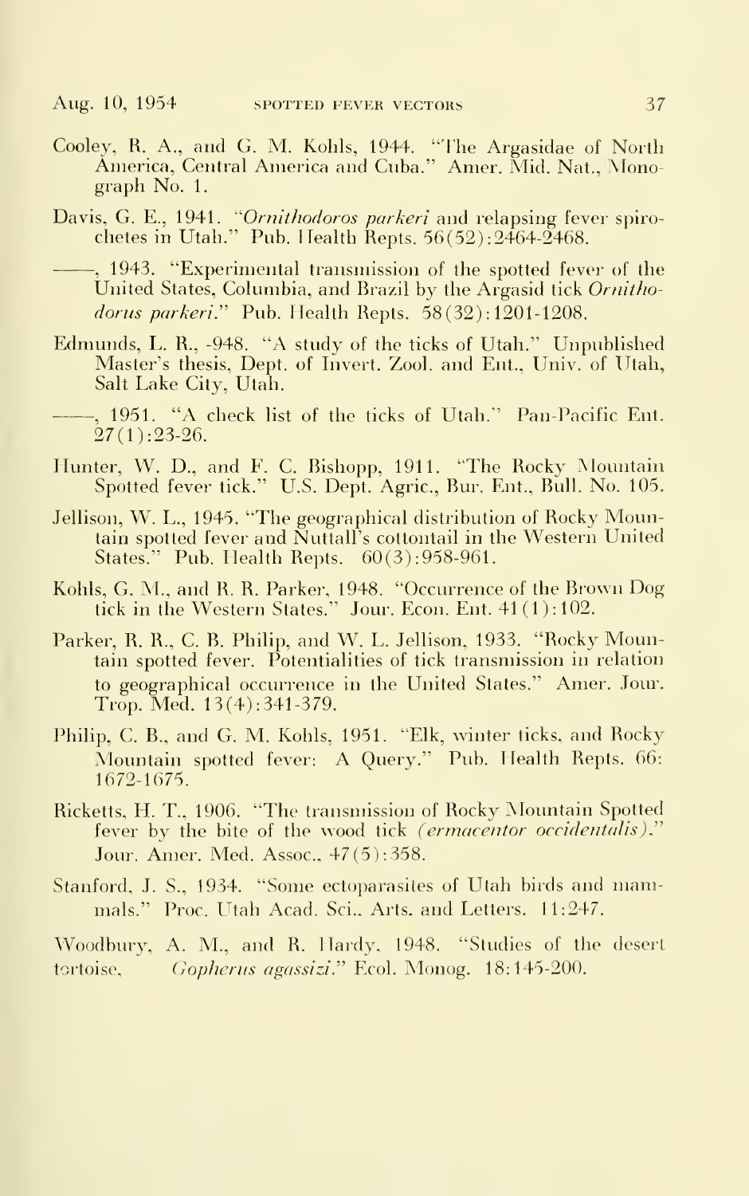Cooley, R. A., and G. M. Kohls, 1944. "The Argasidae of North America, Central America and Cuba." Amer. Mid. Nat., Monograph No. 1.

Davis, G. E., 1941. "*Ornithodoros parkeri* and relapsing fever spirochetes in Utah." Pub. Health Repts. 56(52):2464-2468.

——, 1943. "Experimental transmission of the spotted fever of the United States, Columbia, and Brazil by the Argasid tick *Ornithodorus parkeri*." Pub. Health Repts. 58(32):1201-1208.

Edmunds, L. R., -948. "A study of the ticks of Utah." Unpublished Master's thesis, Dept. of Invert. Zool. and Ent., Univ. of Utah, Salt Lake City, Utah.

——, 1951. "A check list of the ticks of Utah." Pan-Pacific Ent. 27(1):23-26.

Hunter, W. D., and F. C. Bishopp, 1911. "The Rocky Mountain Spotted fever tick." U.S. Dept. Agric., Bur. Ent., Bull. No. 105.

Jellison, W. L., 1945. "The geographical distribution of Rocky Mountain spotted fever and Nuttall's cottontail in the Western United States." Pub. Health Repts. 60(3):958-961.

Kohls, G. M., and R. R. Parker, 1948. "Occurrence of the Brown Dog tick in the Western States." Jour. Econ. Ent. 41(1):102.

Parker, R. R., C. B. Philip, and W. L. Jellison, 1933. "Rocky Mountain spotted fever. Potentialities of tick transmission in relation to geographical occurrence in the United States." Amer. Jour. Trop. Med. 13(4):341-379.

Philip, C. B., and G. M. Kohls, 1951. "Elk, winter ticks, and Rocky Mountain spotted fever: A Query." Pub. Health Repts. 66: 1672-1675.

Ricketts, H. T., 1906. "The transmission of Rocky Mountain Spotted fever by the bite of the wood tick *(ermacentor occidentalis)*." Jour. Amer. Med. Assoc., 47(5):358.

Stanford, J. S., 1934. "Some ectoparasites of Utah birds and mammals." Proc. Utah Acad. Sci., Arts. and Letters. 11:247.

Woodbury, A. M., and R. Hardy, 1948. "Studies of the desert tortoise, *Gopherus agassizi*." Ecol. Monog. 18:145-200.